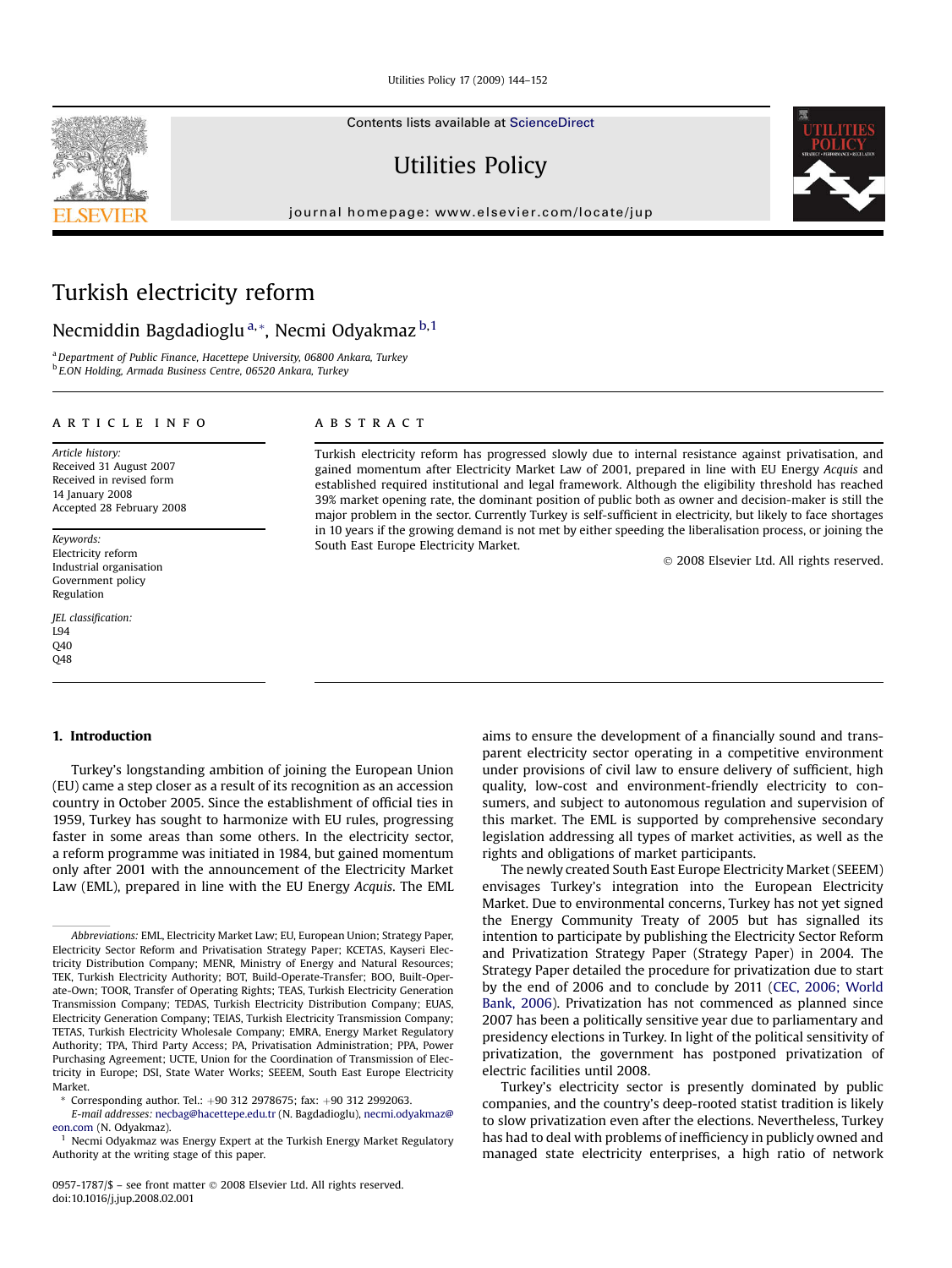# Turkish electricity reform

Necmiddin Bagdadioglu [a,*], Necmi Odyakmaz [b,1]

[a] Department of Public Finance, Hacettepe University, 06800 Ankara, Turkey
[b] E.ON Holding, Armada Business Centre, 06520 Ankara, Turkey

**ARTICLE INFO**

*Article history:*
Received 31 August 2007
Received in revised form 14 January 2008
Accepted 28 February 2008

*Keywords:*
Electricity reform
Industrial organisation
Government policy
Regulation

*JEL classification:*
L94
Q40
Q48

**ABSTRACT**

Turkish electricity reform has progressed slowly due to internal resistance against privatisation, and gained momentum after Electricity Market Law of 2001, prepared in line with EU Energy *Acquis* and established required institutional and legal framework. Although the eligibility threshold has reached 39% market opening rate, the dominant position of public both as owner and decision-maker is still the major problem in the sector. Currently Turkey is self-sufficient in electricity, but likely to face shortages in 10 years if the growing demand is not met by either speeding the liberalisation process, or joining the South East Europe Electricity Market.

© 2008 Elsevier Ltd. All rights reserved.

## 1. Introduction

Turkey's longstanding ambition of joining the European Union (EU) came a step closer as a result of its recognition as an accession country in October 2005. Since the establishment of official ties in 1959, Turkey has sought to harmonize with EU rules, progressing faster in some areas than some others. In the electricity sector, a reform programme was initiated in 1984, but gained momentum only after 2001 with the announcement of the Electricity Market Law (EML), prepared in line with the EU Energy *Acquis*. The EML aims to ensure the development of a financially sound and transparent electricity sector operating in a competitive environment under provisions of civil law to ensure delivery of sufficient, high quality, low-cost and environment-friendly electricity to consumers, and subject to autonomous regulation and supervision of this market. The EML is supported by comprehensive secondary legislation addressing all types of market activities, as well as the rights and obligations of market participants.

The newly created South East Europe Electricity Market (SEEEM) envisages Turkey's integration into the European Electricity Market. Due to environmental concerns, Turkey has not yet signed the Energy Community Treaty of 2005 but has signalled its intention to participate by publishing the Electricity Sector Reform and Privatization Strategy Paper (Strategy Paper) in 2004. The Strategy Paper detailed the procedure for privatization due to start by the end of 2006 and to conclude by 2011 (CEC, 2006; World Bank, 2006). Privatization has not commenced as planned since 2007 has been a politically sensitive year due to parliamentary and presidency elections in Turkey. In light of the political sensitivity of privatization, the government has postponed privatization of electric facilities until 2008.

Turkey's electricity sector is presently dominated by public companies, and the country's deep-rooted statist tradition is likely to slow privatization even after the elections. Nevertheless, Turkey has had to deal with problems of inefficiency in publicly owned and managed state electricity enterprises, a high ratio of network

---

*Abbreviations:* EML, Electricity Market Law; EU, European Union; Strategy Paper, Electricity Sector Reform and Privatisation Strategy Paper; KCETAS, Kayseri Electricity Distribution Company; MENR, Ministry of Energy and Natural Resources; TEK, Turkish Electricity Authority; BOT, Build-Operate-Transfer; BOO, Built-Operate-Own; TOOR, Transfer of Operating Rights; TEAS, Turkish Electricity Generation Transmission Company; TEDAS, Turkish Electricity Distribution Company; EUAS, Electricity Generation Company; TEIAS, Turkish Electricity Transmission Company; TETAS, Turkish Electricity Wholesale Company; EMRA, Energy Market Regulatory Authority; TPA, Third Party Access; PA, Privatisation Administration; PPA, Power Purchasing Agreement; UCTE, Union for the Coordination of Transmission of Electricity in Europe; DSI, State Water Works; SEEEM, South East Europe Electricity Market.

\* Corresponding author. Tel.: +90 312 2978675; fax: +90 312 2992063.
*E-mail addresses:* necbag@hacettepe.edu.tr (N. Bagdadioglu), necmi.odyakmaz@eon.com (N. Odyakmaz).

[1] Necmi Odyakmaz was Energy Expert at the Turkish Energy Market Regulatory Authority at the writing stage of this paper.

0957-1787/$ – see front matter © 2008 Elsevier Ltd. All rights reserved.
doi:10.1016/j.jup.2008.02.001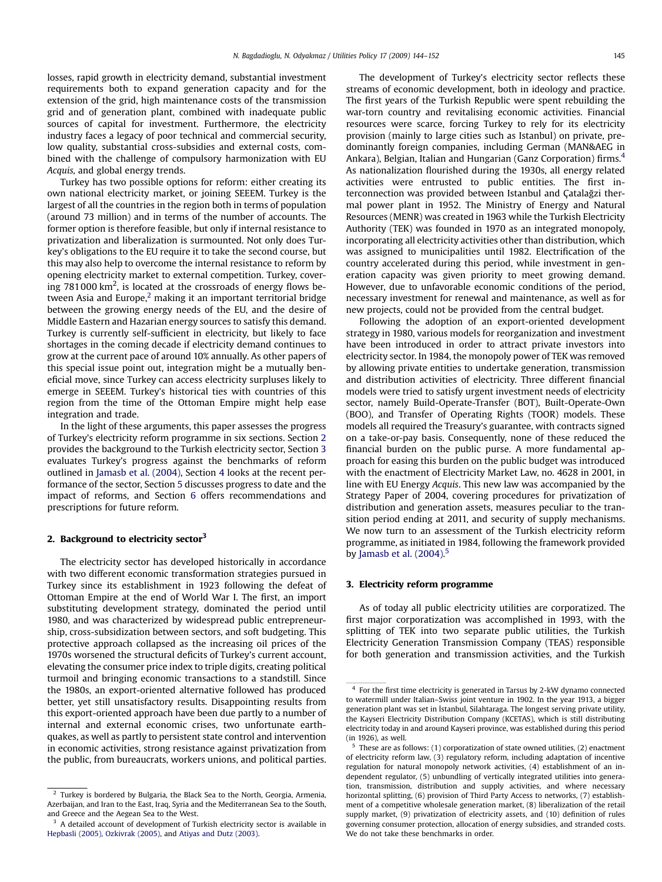losses, rapid growth in electricity demand, substantial investment requirements both to expand generation capacity and for the extension of the grid, high maintenance costs of the transmission grid and of generation plant, combined with inadequate public sources of capital for investment. Furthermore, the electricity industry faces a legacy of poor technical and commercial security, low quality, substantial cross-subsidies and external costs, combined with the challenge of compulsory harmonization with EU *Acquis*, and global energy trends.

Turkey has two possible options for reform: either creating its own national electricity market, or joining SEEEM. Turkey is the largest of all the countries in the region both in terms of population (around 73 million) and in terms of the number of accounts. The former option is therefore feasible, but only if internal resistance to privatization and liberalization is surmounted. Not only does Turkey's obligations to the EU require it to take the second course, but this may also help to overcome the internal resistance to reform by opening electricity market to external competition. Turkey, covering 781 000 km$^2$, is located at the crossroads of energy flows between Asia and Europe,[2] making it an important territorial bridge between the growing energy needs of the EU, and the desire of Middle Eastern and Hazarian energy sources to satisfy this demand. Turkey is currently self-sufficient in electricity, but likely to face shortages in the coming decade if electricity demand continues to grow at the current pace of around 10% annually. As other papers of this special issue point out, integration might be a mutually beneficial move, since Turkey can access electricity surpluses likely to emerge in SEEEM. Turkey's historical ties with countries of this region from the time of the Ottoman Empire might help ease integration and trade.

In the light of these arguments, this paper assesses the progress of Turkey's electricity reform programme in six sections. Section 2 provides the background to the Turkish electricity sector, Section 3 evaluates Turkey's progress against the benchmarks of reform outlined in Jamasb et al. (2004), Section 4 looks at the recent performance of the sector, Section 5 discusses progress to date and the impact of reforms, and Section 6 offers recommendations and prescriptions for future reform.

## 2. Background to electricity sector[3]

The electricity sector has developed historically in accordance with two different economic transformation strategies pursued in Turkey since its establishment in 1923 following the defeat of Ottoman Empire at the end of World War I. The first, an import substituting development strategy, dominated the period until 1980, and was characterized by widespread public entrepreneurship, cross-subsidization between sectors, and soft budgeting. This protective approach collapsed as the increasing oil prices of the 1970s worsened the structural deficits of Turkey's current account, elevating the consumer price index to triple digits, creating political turmoil and bringing economic transactions to a standstill. Since the 1980s, an export-oriented alternative followed has produced better, yet still unsatisfactory results. Disappointing results from this export-oriented approach have been due partly to a number of internal and external economic crises, two unfortunate earthquakes, as well as partly to persistent state control and intervention in economic activities, strong resistance against privatization from the public, from bureaucrats, workers unions, and political parties.

The development of Turkey's electricity sector reflects these streams of economic development, both in ideology and practice. The first years of the Turkish Republic were spent rebuilding the war-torn country and revitalising economic activities. Financial resources were scarce, forcing Turkey to rely for its electricity provision (mainly to large cities such as Istanbul) on private, predominantly foreign companies, including German (MAN&AEG in Ankara), Belgian, Italian and Hungarian (Ganz Corporation) firms.[4] As nationalization flourished during the 1930s, all energy related activities were entrusted to public entities. The first interconnection was provided between Istanbul and Çatalağzi thermal power plant in 1952. The Ministry of Energy and Natural Resources (MENR) was created in 1963 while the Turkish Electricity Authority (TEK) was founded in 1970 as an integrated monopoly, incorporating all electricity activities other than distribution, which was assigned to municipalities until 1982. Electrification of the country accelerated during this period, while investment in generation capacity was given priority to meet growing demand. However, due to unfavorable economic conditions of the period, necessary investment for renewal and maintenance, as well as for new projects, could not be provided from the central budget.

Following the adoption of an export-oriented development strategy in 1980, various models for reorganization and investment have been introduced in order to attract private investors into electricity sector. In 1984, the monopoly power of TEK was removed by allowing private entities to undertake generation, transmission and distribution activities of electricity. Three different financial models were tried to satisfy urgent investment needs of electricity sector, namely Build-Operate-Transfer (BOT), Built-Operate-Own (BOO), and Transfer of Operating Rights (TOOR) models. These models all required the Treasury's guarantee, with contracts signed on a take-or-pay basis. Consequently, none of these reduced the financial burden on the public purse. A more fundamental approach for easing this burden on the public budget was introduced with the enactment of Electricity Market Law, no. 4628 in 2001, in line with EU Energy *Acquis*. This new law was accompanied by the Strategy Paper of 2004, covering procedures for privatization of distribution and generation assets, measures peculiar to the transition period ending at 2011, and security of supply mechanisms. We now turn to an assessment of the Turkish electricity reform programme, as initiated in 1984, following the framework provided by Jamasb et al. (2004).[5]

## 3. Electricity reform programme

As of today all public electricity utilities are corporatized. The first major corporatization was accomplished in 1993, with the splitting of TEK into two separate public utilities, the Turkish Electricity Generation Transmission Company (TEAS) responsible for both generation and transmission activities, and the Turkish

---

[2] Turkey is bordered by Bulgaria, the Black Sea to the North, Georgia, Armenia, Azerbaijan, and Iran to the East, Iraq, Syria and the Mediterranean Sea to the South, and Greece and the Aegean Sea to the West.

[3] A detailed account of development of Turkish electricity sector is available in Hepbasli (2005), Ozkivrak (2005), and Atiyas and Dutz (2003).

[4] For the first time electricity is generated in Tarsus by 2-kW dynamo connected to watermill under Italian–Swiss joint venture in 1902. In the year 1913, a bigger generation plant was set in İstanbul, Silahtaraga. The longest serving private utility, the Kayseri Electricity Distribution Company (KCETAS), which is still distributing electricity today in and around Kayseri province, was established during this period (in 1926), as well.

[5] These are as follows: (1) corporatization of state owned utilities, (2) enactment of electricity reform law, (3) regulatory reform, including adaptation of incentive regulation for natural monopoly network activities, (4) establishment of an independent regulator, (5) unbundling of vertically integrated utilities into generation, transmission, distribution and supply activities, and where necessary horizontal splitting, (6) provision of Third Party Access to networks, (7) establishment of a competitive wholesale generation market, (8) liberalization of the retail supply market, (9) privatization of electricity assets, and (10) definition of rules governing consumer protection, allocation of energy subsidies, and stranded costs. We do not take these benchmarks in order.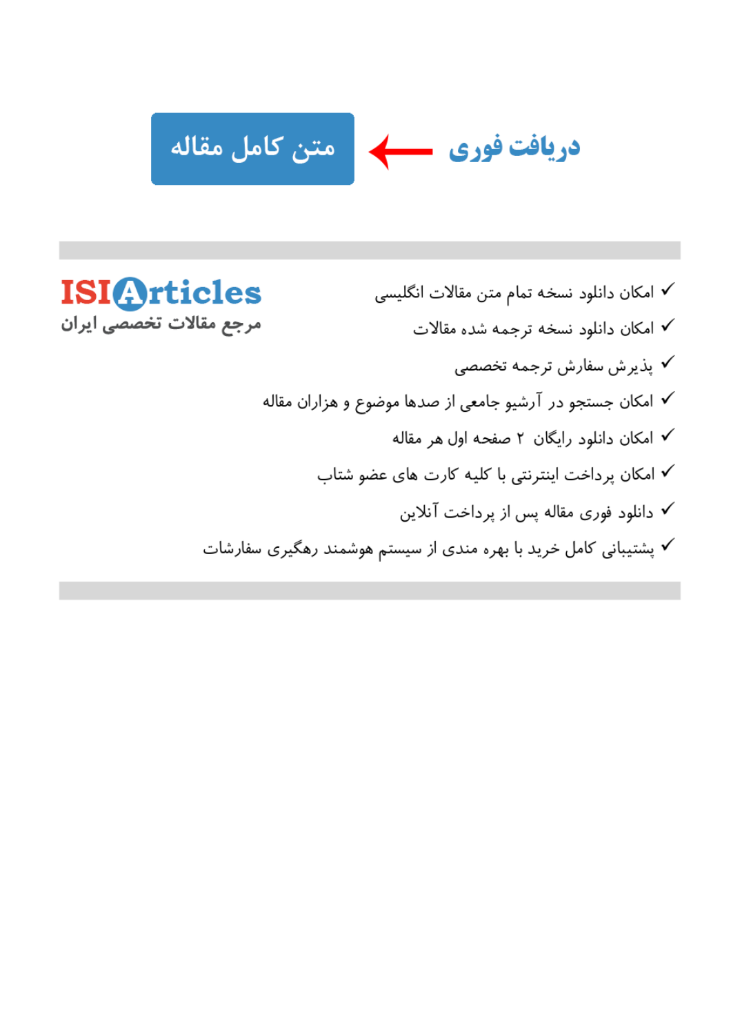دریافت فوری ← متن کامل مقاله

**ISIArticles**
مرجع مقالات تخصصی ایران

- ✓ امکان دانلود نسخه تمام متن مقالات انگلیسی
- ✓ امکان دانلود نسخه ترجمه شده مقالات
- ✓ پذیرش سفارش ترجمه تخصصی
- ✓ امکان جستجو در آرشیو جامعی از صدها موضوع و هزاران مقاله
- ✓ امکان دانلود رایگان ۲ صفحه اول هر مقاله
- ✓ امکان پرداخت اینترنتی با کلیه کارت های عضو شتاب
- ✓ دانلود فوری مقاله پس از پرداخت آنلاین
- ✓ پشتیبانی کامل خرید با بهره مندی از سیستم هوشمند رهگیری سفارشات